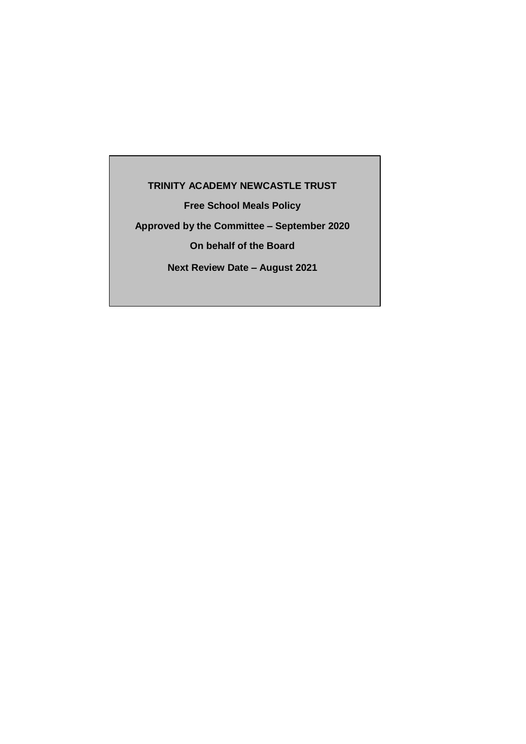**TRINITY ACADEMY NEWCASTLE TRUST**

**Free School Meals Policy**

**Approved by the Committee – September 2020**

**On behalf of the Board**

**Next Review Date – August 2021**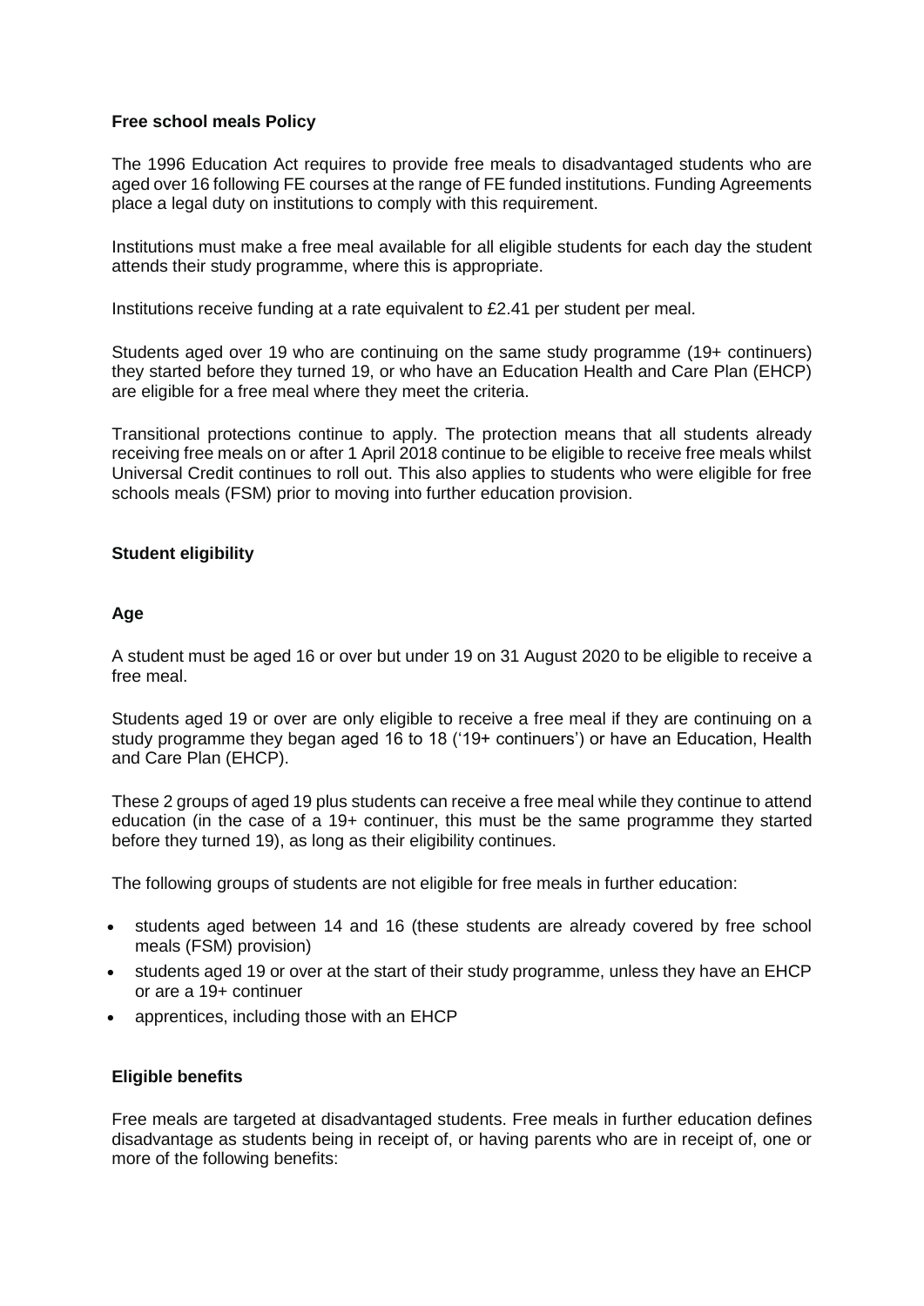**Free school meals Policy**

The 1996 Education Act requires to provide free meals to disadvantaged students who are aged over 16 following FE courses at the range of FE funded institutions. Funding Agreements place a legal duty on institutions to comply with this requirement.

Institutions must make a free meal available for all eligible students for each day the student attends their study programme, where this is appropriate.

Institutions receive funding at a rate equivalent to £2.41 per student per meal.

Students aged over 19 who are continuing on the same study programme (19+ continuers) they started before they turned 19, or who have an Education Health and Care Plan (EHCP) are eligible for a free meal where they meet the criteria.

Transitional protections continue to apply. The protection means that all students already receiving free meals on or after 1 April 2018 continue to be eligible to receive free meals whilst Universal Credit continues to roll out. This also applies to students who were eligible for free schools meals (FSM) prior to moving into further education provision.

**Student eligibility**

**Age**

A student must be aged 16 or over but under 19 on 31 August 2020 to be eligible to receive a free meal.

Students aged 19 or over are only eligible to receive a free meal if they are continuing on a study programme they began aged 16 to 18 ('19+ continuers') or have an Education, Health and Care Plan (EHCP).

These 2 groups of aged 19 plus students can receive a free meal while they continue to attend education (in the case of a 19+ continuer, this must be the same programme they started before they turned 19), as long as their eligibility continues.

The following groups of students are not eligible for free meals in further education:

- students aged between 14 and 16 (these students are already covered by free school meals (FSM) provision)
- students aged 19 or over at the start of their study programme, unless they have an EHCP or are a 19+ continuer
- apprentices, including those with an EHCP

**Eligible benefits**

Free meals are targeted at disadvantaged students. Free meals in further education defines disadvantage as students being in receipt of, or having parents who are in receipt of, one or more of the following benefits: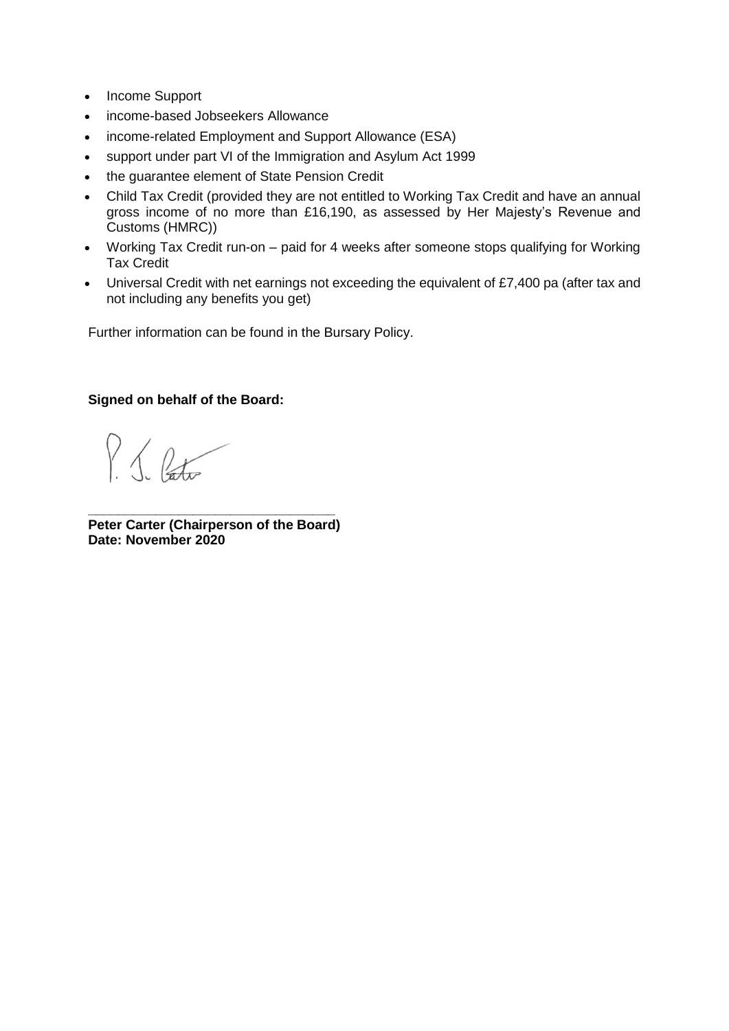- Income Support
- income-based Jobseekers Allowance
- income-related Employment and Support Allowance (ESA)
- support under part VI of the Immigration and Asylum Act 1999
- the guarantee element of State Pension Credit
- Child Tax Credit (provided they are not entitled to Working Tax Credit and have an annual gross income of no more than £16,190, as assessed by Her Majesty's Revenue and Customs (HMRC))
- Working Tax Credit run-on – paid for 4 weeks after someone stops qualifying for Working Tax Credit
- Universal Credit with net earnings not exceeding the equivalent of £7,400 pa (after tax and not including any benefits you get)

Further information can be found in the Bursary Policy.

**Signed on behalf of the Board:**

P. J. Carter

\_\_\_\_\_\_\_\_\_\_\_\_\_\_\_\_\_\_\_\_\_\_\_\_\_\_\_\_\_\_\_\_

**Peter Carter (Chairperson of the Board)**
**Date: November 2020**